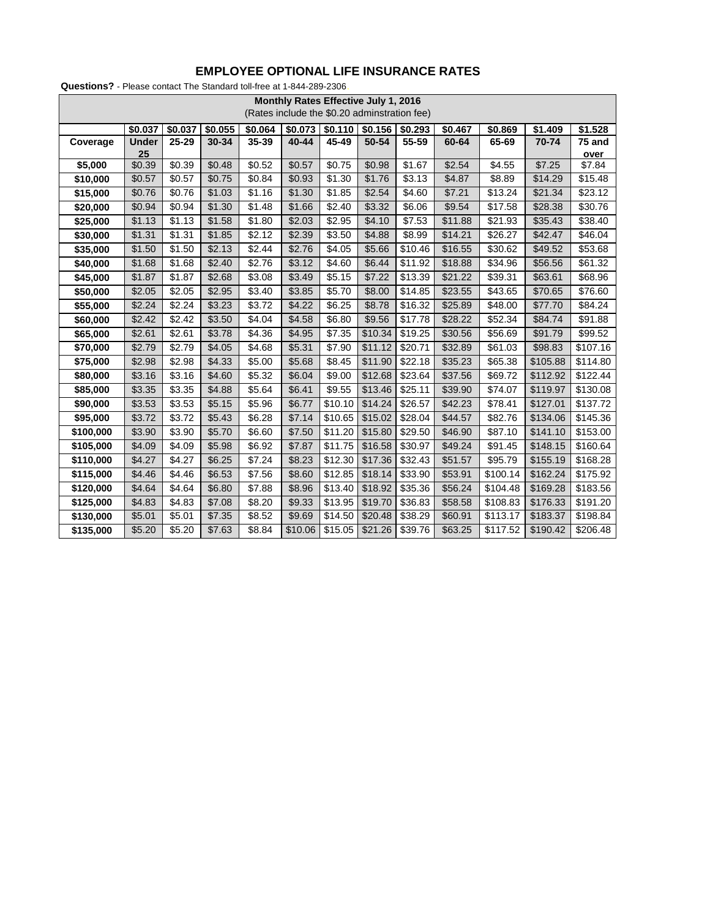# EMPLOYEE OPTIONAL LIFE INSURANCE RATES

**Questions?** - Please contact The Standard toll-free at 1-844-289-2306

| Monthly Rates Effective July 1, 2016 (Rates include the $0.20 adminstration fee) | | | | | | | | | | | | |
|---|---|---|---|---|---|---|---|---|---|---|---|---|
| | **$0.037** | **$0.037** | **$0.055** | **$0.064** | **$0.073** | **$0.110** | **$0.156** | **$0.293** | **$0.467** | **$0.869** | **$1.409** | **$1.528** |
| **Coverage** | **Under 25** | **25-29** | **30-34** | **35-39** | **40-44** | **45-49** | **50-54** | **55-59** | **60-64** | **65-69** | **70-74** | **75 and over** |
| **$5,000** | $0.39 | $0.39 | $0.48 | $0.52 | $0.57 | $0.75 | $0.98 | $1.67 | $2.54 | $4.55 | $7.25 | $7.84 |
| **$10,000** | $0.57 | $0.57 | $0.75 | $0.84 | $0.93 | $1.30 | $1.76 | $3.13 | $4.87 | $8.89 | $14.29 | $15.48 |
| **$15,000** | $0.76 | $0.76 | $1.03 | $1.16 | $1.30 | $1.85 | $2.54 | $4.60 | $7.21 | $13.24 | $21.34 | $23.12 |
| **$20,000** | $0.94 | $0.94 | $1.30 | $1.48 | $1.66 | $2.40 | $3.32 | $6.06 | $9.54 | $17.58 | $28.38 | $30.76 |
| **$25,000** | $1.13 | $1.13 | $1.58 | $1.80 | $2.03 | $2.95 | $4.10 | $7.53 | $11.88 | $21.93 | $35.43 | $38.40 |
| **$30,000** | $1.31 | $1.31 | $1.85 | $2.12 | $2.39 | $3.50 | $4.88 | $8.99 | $14.21 | $26.27 | $42.47 | $46.04 |
| **$35,000** | $1.50 | $1.50 | $2.13 | $2.44 | $2.76 | $4.05 | $5.66 | $10.46 | $16.55 | $30.62 | $49.52 | $53.68 |
| **$40,000** | $1.68 | $1.68 | $2.40 | $2.76 | $3.12 | $4.60 | $6.44 | $11.92 | $18.88 | $34.96 | $56.56 | $61.32 |
| **$45,000** | $1.87 | $1.87 | $2.68 | $3.08 | $3.49 | $5.15 | $7.22 | $13.39 | $21.22 | $39.31 | $63.61 | $68.96 |
| **$50,000** | $2.05 | $2.05 | $2.95 | $3.40 | $3.85 | $5.70 | $8.00 | $14.85 | $23.55 | $43.65 | $70.65 | $76.60 |
| **$55,000** | $2.24 | $2.24 | $3.23 | $3.72 | $4.22 | $6.25 | $8.78 | $16.32 | $25.89 | $48.00 | $77.70 | $84.24 |
| **$60,000** | $2.42 | $2.42 | $3.50 | $4.04 | $4.58 | $6.80 | $9.56 | $17.78 | $28.22 | $52.34 | $84.74 | $91.88 |
| **$65,000** | $2.61 | $2.61 | $3.78 | $4.36 | $4.95 | $7.35 | $10.34 | $19.25 | $30.56 | $56.69 | $91.79 | $99.52 |
| **$70,000** | $2.79 | $2.79 | $4.05 | $4.68 | $5.31 | $7.90 | $11.12 | $20.71 | $32.89 | $61.03 | $98.83 | $107.16 |
| **$75,000** | $2.98 | $2.98 | $4.33 | $5.00 | $5.68 | $8.45 | $11.90 | $22.18 | $35.23 | $65.38 | $105.88 | $114.80 |
| **$80,000** | $3.16 | $3.16 | $4.60 | $5.32 | $6.04 | $9.00 | $12.68 | $23.64 | $37.56 | $69.72 | $112.92 | $122.44 |
| **$85,000** | $3.35 | $3.35 | $4.88 | $5.64 | $6.41 | $9.55 | $13.46 | $25.11 | $39.90 | $74.07 | $119.97 | $130.08 |
| **$90,000** | $3.53 | $3.53 | $5.15 | $5.96 | $6.77 | $10.10 | $14.24 | $26.57 | $42.23 | $78.41 | $127.01 | $137.72 |
| **$95,000** | $3.72 | $3.72 | $5.43 | $6.28 | $7.14 | $10.65 | $15.02 | $28.04 | $44.57 | $82.76 | $134.06 | $145.36 |
| **$100,000** | $3.90 | $3.90 | $5.70 | $6.60 | $7.50 | $11.20 | $15.80 | $29.50 | $46.90 | $87.10 | $141.10 | $153.00 |
| **$105,000** | $4.09 | $4.09 | $5.98 | $6.92 | $7.87 | $11.75 | $16.58 | $30.97 | $49.24 | $91.45 | $148.15 | $160.64 |
| **$110,000** | $4.27 | $4.27 | $6.25 | $7.24 | $8.23 | $12.30 | $17.36 | $32.43 | $51.57 | $95.79 | $155.19 | $168.28 |
| **$115,000** | $4.46 | $4.46 | $6.53 | $7.56 | $8.60 | $12.85 | $18.14 | $33.90 | $53.91 | $100.14 | $162.24 | $175.92 |
| **$120,000** | $4.64 | $4.64 | $6.80 | $7.88 | $8.96 | $13.40 | $18.92 | $35.36 | $56.24 | $104.48 | $169.28 | $183.56 |
| **$125,000** | $4.83 | $4.83 | $7.08 | $8.20 | $9.33 | $13.95 | $19.70 | $36.83 | $58.58 | $108.83 | $176.33 | $191.20 |
| **$130,000** | $5.01 | $5.01 | $7.35 | $8.52 | $9.69 | $14.50 | $20.48 | $38.29 | $60.91 | $113.17 | $183.37 | $198.84 |
| **$135,000** | $5.20 | $5.20 | $7.63 | $8.84 | $10.06 | $15.05 | $21.26 | $39.76 | $63.25 | $117.52 | $190.42 | $206.48 |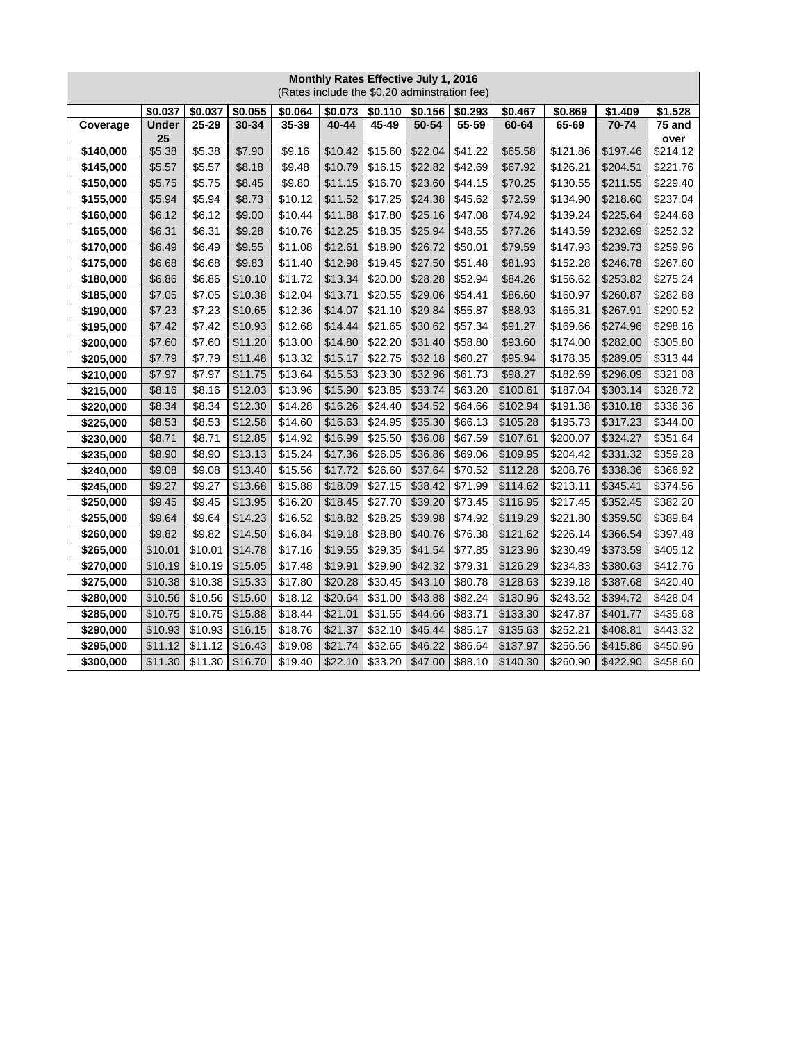| Monthly Rates Effective July 1, 2016 (Rates include the $0.20 adminstration fee) | | | | | | | | | | | | |
|---|---|---|---|---|---|---|---|---|---|---|---|---|
| | $0.037 | $0.037 | $0.055 | $0.064 | $0.073 | $0.110 | $0.156 | $0.293 | $0.467 | $0.869 | $1.409 | $1.528 |
| **Coverage** | **Under 25** | **25-29** | **30-34** | **35-39** | **40-44** | **45-49** | **50-54** | **55-59** | **60-64** | **65-69** | **70-74** | **75 and over** |
| **$140,000** | $5.38 | $5.38 | $7.90 | $9.16 | $10.42 | $15.60 | $22.04 | $41.22 | $65.58 | $121.86 | $197.46 | $214.12 |
| **$145,000** | $5.57 | $5.57 | $8.18 | $9.48 | $10.79 | $16.15 | $22.82 | $42.69 | $67.92 | $126.21 | $204.51 | $221.76 |
| **$150,000** | $5.75 | $5.75 | $8.45 | $9.80 | $11.15 | $16.70 | $23.60 | $44.15 | $70.25 | $130.55 | $211.55 | $229.40 |
| **$155,000** | $5.94 | $5.94 | $8.73 | $10.12 | $11.52 | $17.25 | $24.38 | $45.62 | $72.59 | $134.90 | $218.60 | $237.04 |
| **$160,000** | $6.12 | $6.12 | $9.00 | $10.44 | $11.88 | $17.80 | $25.16 | $47.08 | $74.92 | $139.24 | $225.64 | $244.68 |
| **$165,000** | $6.31 | $6.31 | $9.28 | $10.76 | $12.25 | $18.35 | $25.94 | $48.55 | $77.26 | $143.59 | $232.69 | $252.32 |
| **$170,000** | $6.49 | $6.49 | $9.55 | $11.08 | $12.61 | $18.90 | $26.72 | $50.01 | $79.59 | $147.93 | $239.73 | $259.96 |
| **$175,000** | $6.68 | $6.68 | $9.83 | $11.40 | $12.98 | $19.45 | $27.50 | $51.48 | $81.93 | $152.28 | $246.78 | $267.60 |
| **$180,000** | $6.86 | $6.86 | $10.10 | $11.72 | $13.34 | $20.00 | $28.28 | $52.94 | $84.26 | $156.62 | $253.82 | $275.24 |
| **$185,000** | $7.05 | $7.05 | $10.38 | $12.04 | $13.71 | $20.55 | $29.06 | $54.41 | $86.60 | $160.97 | $260.87 | $282.88 |
| **$190,000** | $7.23 | $7.23 | $10.65 | $12.36 | $14.07 | $21.10 | $29.84 | $55.87 | $88.93 | $165.31 | $267.91 | $290.52 |
| **$195,000** | $7.42 | $7.42 | $10.93 | $12.68 | $14.44 | $21.65 | $30.62 | $57.34 | $91.27 | $169.66 | $274.96 | $298.16 |
| **$200,000** | $7.60 | $7.60 | $11.20 | $13.00 | $14.80 | $22.20 | $31.40 | $58.80 | $93.60 | $174.00 | $282.00 | $305.80 |
| **$205,000** | $7.79 | $7.79 | $11.48 | $13.32 | $15.17 | $22.75 | $32.18 | $60.27 | $95.94 | $178.35 | $289.05 | $313.44 |
| **$210,000** | $7.97 | $7.97 | $11.75 | $13.64 | $15.53 | $23.30 | $32.96 | $61.73 | $98.27 | $182.69 | $296.09 | $321.08 |
| **$215,000** | $8.16 | $8.16 | $12.03 | $13.96 | $15.90 | $23.85 | $33.74 | $63.20 | $100.61 | $187.04 | $303.14 | $328.72 |
| **$220,000** | $8.34 | $8.34 | $12.30 | $14.28 | $16.26 | $24.40 | $34.52 | $64.66 | $102.94 | $191.38 | $310.18 | $336.36 |
| **$225,000** | $8.53 | $8.53 | $12.58 | $14.60 | $16.63 | $24.95 | $35.30 | $66.13 | $105.28 | $195.73 | $317.23 | $344.00 |
| **$230,000** | $8.71 | $8.71 | $12.85 | $14.92 | $16.99 | $25.50 | $36.08 | $67.59 | $107.61 | $200.07 | $324.27 | $351.64 |
| **$235,000** | $8.90 | $8.90 | $13.13 | $15.24 | $17.36 | $26.05 | $36.86 | $69.06 | $109.95 | $204.42 | $331.32 | $359.28 |
| **$240,000** | $9.08 | $9.08 | $13.40 | $15.56 | $17.72 | $26.60 | $37.64 | $70.52 | $112.28 | $208.76 | $338.36 | $366.92 |
| **$245,000** | $9.27 | $9.27 | $13.68 | $15.88 | $18.09 | $27.15 | $38.42 | $71.99 | $114.62 | $213.11 | $345.41 | $374.56 |
| **$250,000** | $9.45 | $9.45 | $13.95 | $16.20 | $18.45 | $27.70 | $39.20 | $73.45 | $116.95 | $217.45 | $352.45 | $382.20 |
| **$255,000** | $9.64 | $9.64 | $14.23 | $16.52 | $18.82 | $28.25 | $39.98 | $74.92 | $119.29 | $221.80 | $359.50 | $389.84 |
| **$260,000** | $9.82 | $9.82 | $14.50 | $16.84 | $19.18 | $28.80 | $40.76 | $76.38 | $121.62 | $226.14 | $366.54 | $397.48 |
| **$265,000** | $10.01 | $10.01 | $14.78 | $17.16 | $19.55 | $29.35 | $41.54 | $77.85 | $123.96 | $230.49 | $373.59 | $405.12 |
| **$270,000** | $10.19 | $10.19 | $15.05 | $17.48 | $19.91 | $29.90 | $42.32 | $79.31 | $126.29 | $234.83 | $380.63 | $412.76 |
| **$275,000** | $10.38 | $10.38 | $15.33 | $17.80 | $20.28 | $30.45 | $43.10 | $80.78 | $128.63 | $239.18 | $387.68 | $420.40 |
| **$280,000** | $10.56 | $10.56 | $15.60 | $18.12 | $20.64 | $31.00 | $43.88 | $82.24 | $130.96 | $243.52 | $394.72 | $428.04 |
| **$285,000** | $10.75 | $10.75 | $15.88 | $18.44 | $21.01 | $31.55 | $44.66 | $83.71 | $133.30 | $247.87 | $401.77 | $435.68 |
| **$290,000** | $10.93 | $10.93 | $16.15 | $18.76 | $21.37 | $32.10 | $45.44 | $85.17 | $135.63 | $252.21 | $408.81 | $443.32 |
| **$295,000** | $11.12 | $11.12 | $16.43 | $19.08 | $21.74 | $32.65 | $46.22 | $86.64 | $137.97 | $256.56 | $415.86 | $450.96 |
| **$300,000** | $11.30 | $11.30 | $16.70 | $19.40 | $22.10 | $33.20 | $47.00 | $88.10 | $140.30 | $260.90 | $422.90 | $458.60 |